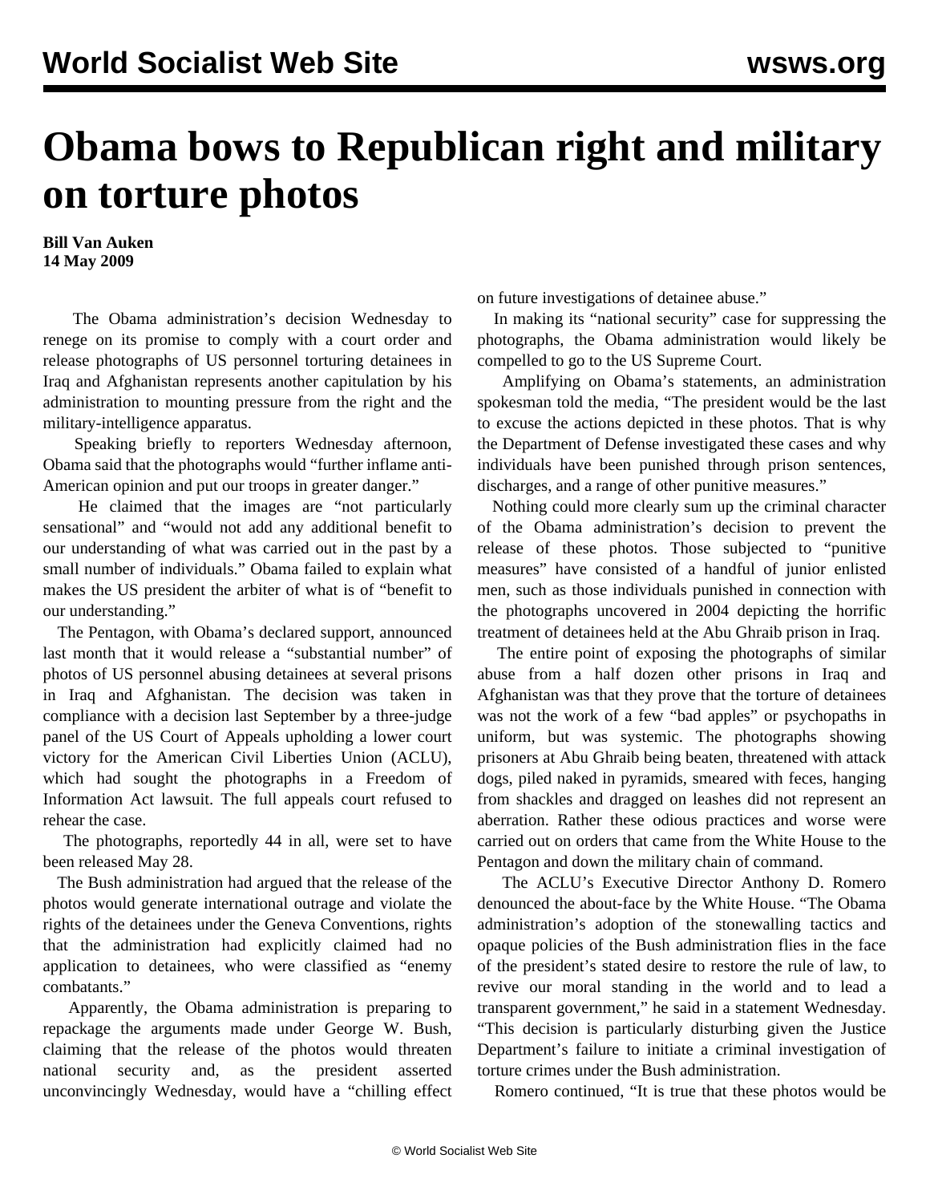# Obama bows to Republican right and military on torture photos

**Bill Van Auken**
**14 May 2009**

The Obama administration's decision Wednesday to renege on its promise to comply with a court order and release photographs of US personnel torturing detainees in Iraq and Afghanistan represents another capitulation by his administration to mounting pressure from the right and the military-intelligence apparatus.

Speaking briefly to reporters Wednesday afternoon, Obama said that the photographs would "further inflame anti-American opinion and put our troops in greater danger."

He claimed that the images are "not particularly sensational" and "would not add any additional benefit to our understanding of what was carried out in the past by a small number of individuals." Obama failed to explain what makes the US president the arbiter of what is of "benefit to our understanding."

The Pentagon, with Obama's declared support, announced last month that it would release a "substantial number" of photos of US personnel abusing detainees at several prisons in Iraq and Afghanistan. The decision was taken in compliance with a decision last September by a three-judge panel of the US Court of Appeals upholding a lower court victory for the American Civil Liberties Union (ACLU), which had sought the photographs in a Freedom of Information Act lawsuit. The full appeals court refused to rehear the case.

The photographs, reportedly 44 in all, were set to have been released May 28.

The Bush administration had argued that the release of the photos would generate international outrage and violate the rights of the detainees under the Geneva Conventions, rights that the administration had explicitly claimed had no application to detainees, who were classified as "enemy combatants."

Apparently, the Obama administration is preparing to repackage the arguments made under George W. Bush, claiming that the release of the photos would threaten national security and, as the president asserted unconvincingly Wednesday, would have a "chilling effect on future investigations of detainee abuse."

In making its "national security" case for suppressing the photographs, the Obama administration would likely be compelled to go to the US Supreme Court.

Amplifying on Obama's statements, an administration spokesman told the media, "The president would be the last to excuse the actions depicted in these photos. That is why the Department of Defense investigated these cases and why individuals have been punished through prison sentences, discharges, and a range of other punitive measures."

Nothing could more clearly sum up the criminal character of the Obama administration's decision to prevent the release of these photos. Those subjected to "punitive measures" have consisted of a handful of junior enlisted men, such as those individuals punished in connection with the photographs uncovered in 2004 depicting the horrific treatment of detainees held at the Abu Ghraib prison in Iraq.

The entire point of exposing the photographs of similar abuse from a half dozen other prisons in Iraq and Afghanistan was that they prove that the torture of detainees was not the work of a few "bad apples" or psychopaths in uniform, but was systemic. The photographs showing prisoners at Abu Ghraib being beaten, threatened with attack dogs, piled naked in pyramids, smeared with feces, hanging from shackles and dragged on leashes did not represent an aberration. Rather these odious practices and worse were carried out on orders that came from the White House to the Pentagon and down the military chain of command.

The ACLU's Executive Director Anthony D. Romero denounced the about-face by the White House. "The Obama administration's adoption of the stonewalling tactics and opaque policies of the Bush administration flies in the face of the president's stated desire to restore the rule of law, to revive our moral standing in the world and to lead a transparent government," he said in a statement Wednesday. "This decision is particularly disturbing given the Justice Department's failure to initiate a criminal investigation of torture crimes under the Bush administration.

Romero continued, "It is true that these photos would be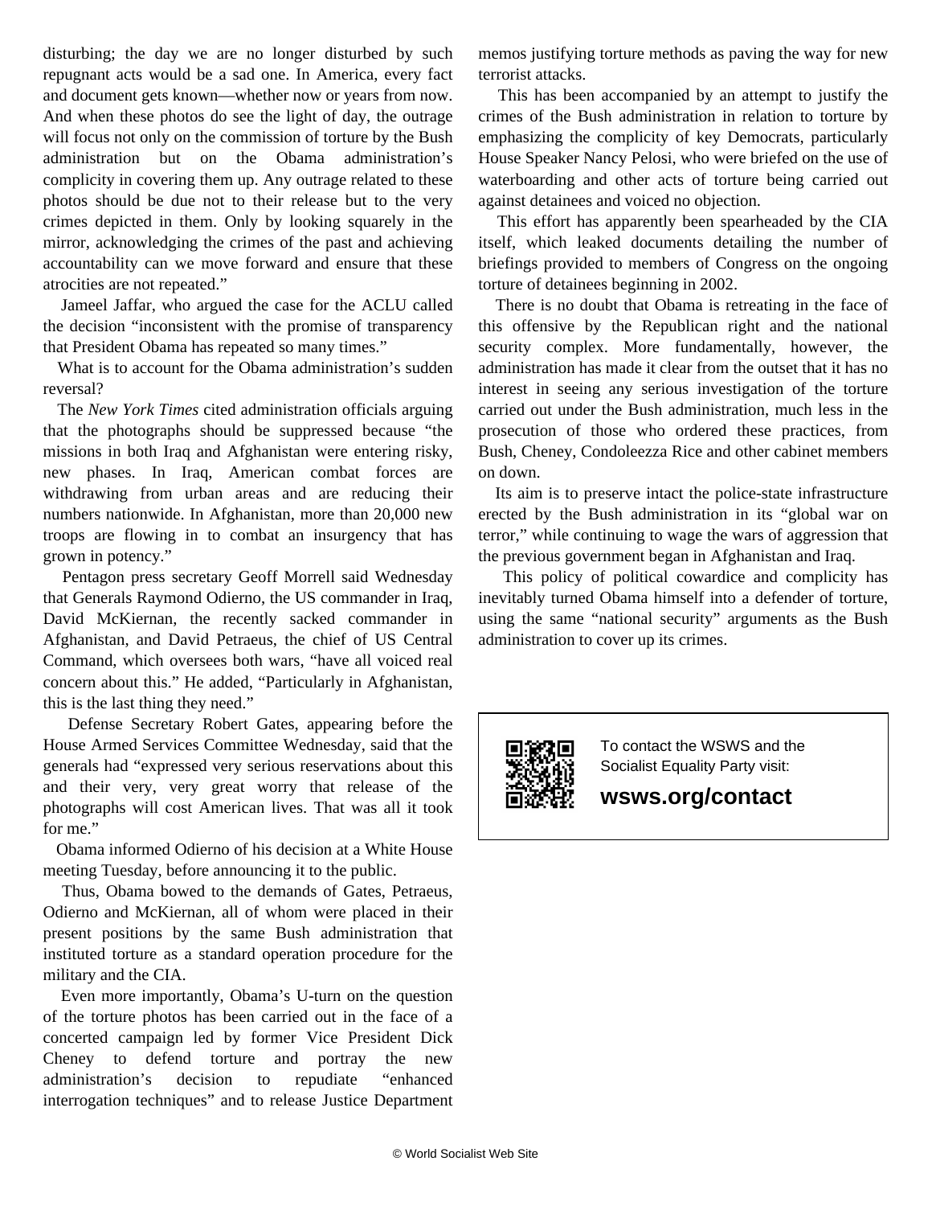disturbing; the day we are no longer disturbed by such repugnant acts would be a sad one. In America, every fact and document gets known—whether now or years from now. And when these photos do see the light of day, the outrage will focus not only on the commission of torture by the Bush administration but on the Obama administration's complicity in covering them up. Any outrage related to these photos should be due not to their release but to the very crimes depicted in them. Only by looking squarely in the mirror, acknowledging the crimes of the past and achieving accountability can we move forward and ensure that these atrocities are not repeated."

Jameel Jaffar, who argued the case for the ACLU called the decision "inconsistent with the promise of transparency that President Obama has repeated so many times."

What is to account for the Obama administration's sudden reversal?

The *New York Times* cited administration officials arguing that the photographs should be suppressed because "the missions in both Iraq and Afghanistan were entering risky, new phases. In Iraq, American combat forces are withdrawing from urban areas and are reducing their numbers nationwide. In Afghanistan, more than 20,000 new troops are flowing in to combat an insurgency that has grown in potency."

Pentagon press secretary Geoff Morrell said Wednesday that Generals Raymond Odierno, the US commander in Iraq, David McKiernan, the recently sacked commander in Afghanistan, and David Petraeus, the chief of US Central Command, which oversees both wars, "have all voiced real concern about this." He added, "Particularly in Afghanistan, this is the last thing they need."

Defense Secretary Robert Gates, appearing before the House Armed Services Committee Wednesday, said that the generals had "expressed very serious reservations about this and their very, very great worry that release of the photographs will cost American lives. That was all it took for me."

Obama informed Odierno of his decision at a White House meeting Tuesday, before announcing it to the public.

Thus, Obama bowed to the demands of Gates, Petraeus, Odierno and McKiernan, all of whom were placed in their present positions by the same Bush administration that instituted torture as a standard operation procedure for the military and the CIA.

Even more importantly, Obama's U-turn on the question of the torture photos has been carried out in the face of a concerted campaign led by former Vice President Dick Cheney to defend torture and portray the new administration's decision to repudiate "enhanced interrogation techniques" and to release Justice Department memos justifying torture methods as paving the way for new terrorist attacks.

This has been accompanied by an attempt to justify the crimes of the Bush administration in relation to torture by emphasizing the complicity of key Democrats, particularly House Speaker Nancy Pelosi, who were briefed on the use of waterboarding and other acts of torture being carried out against detainees and voiced no objection.

This effort has apparently been spearheaded by the CIA itself, which leaked documents detailing the number of briefings provided to members of Congress on the ongoing torture of detainees beginning in 2002.

There is no doubt that Obama is retreating in the face of this offensive by the Republican right and the national security complex. More fundamentally, however, the administration has made it clear from the outset that it has no interest in seeing any serious investigation of the torture carried out under the Bush administration, much less in the prosecution of those who ordered these practices, from Bush, Cheney, Condoleezza Rice and other cabinet members on down.

Its aim is to preserve intact the police-state infrastructure erected by the Bush administration in its "global war on terror," while continuing to wage the wars of aggression that the previous government began in Afghanistan and Iraq.

This policy of political cowardice and complicity has inevitably turned Obama himself into a defender of torture, using the same "national security" arguments as the Bush administration to cover up its crimes.

To contact the WSWS and the Socialist Equality Party visit:

**wsws.org/contact**